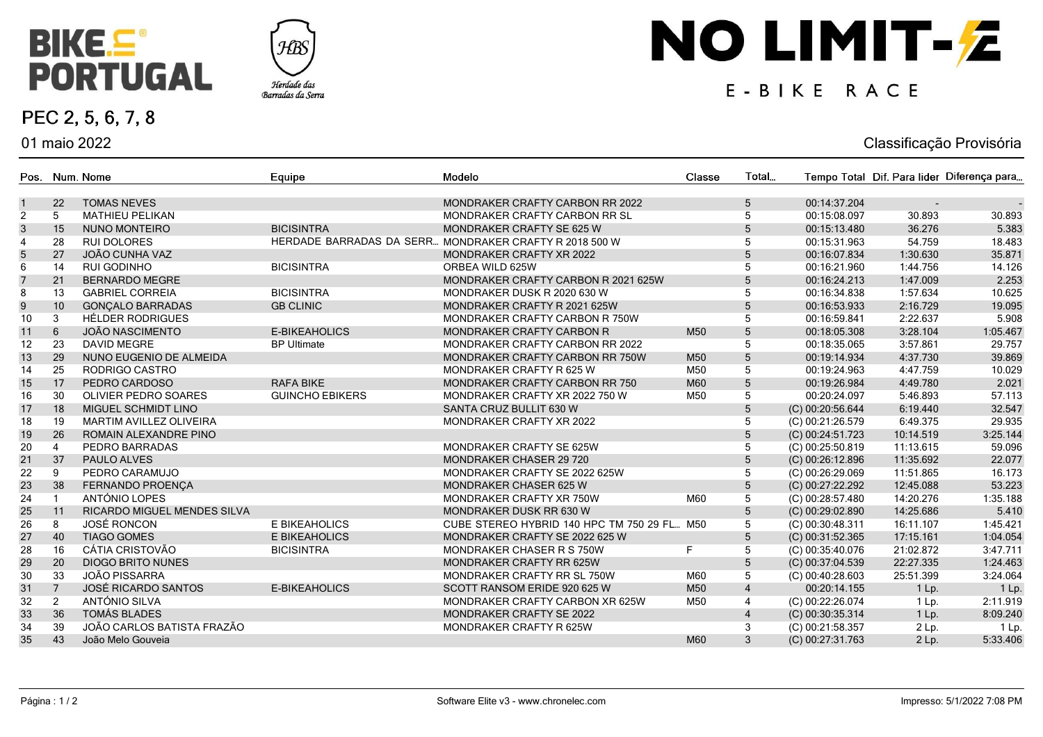# BIKE PORTUGAL

Herdade das Barradas da Serra

# NO LIMIT-E

E-BIKE RACE

## PEC 2, 5, 6, 7, 8

01 maio 2022

Classificação Provisória

| Pos. | Num. | Nome | Equipe | Modelo | Classe | Total... | Tempo Total | Dif. Para lider | Diferença para... |
|---|---|---|---|---|---|---|---|---|---|
| 1 | 22 | TOMAS NEVES | | MONDRAKER CRAFTY CARBON RR 2022 | | 5 | 00:14:37.204 | - | - |
| 2 | 5 | MATHIEU PELIKAN | | MONDRAKER CRAFTY CARBON RR SL | | 5 | 00:15:08.097 | 30.893 | 30.893 |
| 3 | 15 | NUNO MONTEIRO | BICISINTRA | MONDRAKER CRAFTY SE 625 W | | 5 | 00:15:13.480 | 36.276 | 5.383 |
| 4 | 28 | RUI DOLORES | HERDADE BARRADAS DA SERR... | MONDRAKER CRAFTY R 2018 500 W | | 5 | 00:15:31.963 | 54.759 | 18.483 |
| 5 | 27 | JOÃO CUNHA VAZ | | MONDRAKER CRAFTY XR 2022 | | 5 | 00:16:07.834 | 1:30.630 | 35.871 |
| 6 | 14 | RUI GODINHO | BICISINTRA | ORBEA WILD 625W | | 5 | 00:16:21.960 | 1:44.756 | 14.126 |
| 7 | 21 | BERNARDO MEGRE | | MONDRAKER CRAFTY CARBON R 2021 625W | | 5 | 00:16:24.213 | 1:47.009 | 2.253 |
| 8 | 13 | GABRIEL CORREIA | BICISINTRA | MONDRAKER DUSK R 2020 630 W | | 5 | 00:16:34.838 | 1:57.634 | 10.625 |
| 9 | 10 | GONÇALO BARRADAS | GB CLINIC | MONDRAKER CRAFTY R 2021 625W | | 5 | 00:16:53.933 | 2:16.729 | 19.095 |
| 10 | 3 | HÉLDER RODRIGUES | | MONDRAKER CRAFTY CARBON R 750W | | 5 | 00:16:59.841 | 2:22.637 | 5.908 |
| 11 | 6 | JOÃO NASCIMENTO | E-BIKEAHOLICS | MONDRAKER CRAFTY CARBON R | M50 | 5 | 00:18:05.308 | 3:28.104 | 1:05.467 |
| 12 | 23 | DAVID MEGRE | BP Ultimate | MONDRAKER CRAFTY CARBON RR 2022 | | 5 | 00:18:35.065 | 3:57.861 | 29.757 |
| 13 | 29 | NUNO EUGENIO DE ALMEIDA | | MONDRAKER CRAFTY CARBON RR 750W | M50 | 5 | 00:19:14.934 | 4:37.730 | 39.869 |
| 14 | 25 | RODRIGO CASTRO | | MONDRAKER CRAFTY R 625 W | M50 | 5 | 00:19:24.963 | 4:47.759 | 10.029 |
| 15 | 17 | PEDRO CARDOSO | RAFA BIKE | MONDRAKER CRAFTY CARBON RR 750 | M60 | 5 | 00:19:26.984 | 4:49.780 | 2.021 |
| 16 | 30 | OLIVIER PEDRO SOARES | GUINCHO EBIKERS | MONDRAKER CRAFTY XR 2022 750 W | M50 | 5 | 00:20:24.097 | 5:46.893 | 57.113 |
| 17 | 18 | MIGUEL SCHMIDT LINO | | SANTA CRUZ BULLIT 630 W | | 5 | (C) 00:20:56.644 | 6:19.440 | 32.547 |
| 18 | 19 | MARTIM AVILLEZ OLIVEIRA | | MONDRAKER CRAFTY XR 2022 | | 5 | (C) 00:21:26.579 | 6:49.375 | 29.935 |
| 19 | 26 | ROMAIN ALEXANDRE PINO | | | | 5 | (C) 00:24:51.723 | 10:14.519 | 3:25.144 |
| 20 | 4 | PEDRO BARRADAS | | MONDRAKER CRAFTY SE 625W | | 5 | (C) 00:25:50.819 | 11:13.615 | 59.096 |
| 21 | 37 | PAULO ALVES | | MONDRAKER CHASER 29 720 | | 5 | (C) 00:26:12.896 | 11:35.692 | 22.077 |
| 22 | 9 | PEDRO CARAMUJO | | MONDRAKER CRAFTY SE 2022 625W | | 5 | (C) 00:26:29.069 | 11:51.865 | 16.173 |
| 23 | 38 | FERNANDO PROENÇA | | MONDRAKER CHASER 625 W | | 5 | (C) 00:27:22.292 | 12:45.088 | 53.223 |
| 24 | 1 | ANTÓNIO LOPES | | MONDRAKER CRAFTY XR 750W | M60 | 5 | (C) 00:28:57.480 | 14:20.276 | 1:35.188 |
| 25 | 11 | RICARDO MIGUEL MENDES SILVA | | MONDRAKER DUSK RR 630 W | | 5 | (C) 00:29:02.890 | 14:25.686 | 5.410 |
| 26 | 8 | JOSÉ RONCON | E BIKEAHOLICS | CUBE STEREO HYBRID 140 HPC TM 750 29 FL... | M50 | 5 | (C) 00:30:48.311 | 16:11.107 | 1:45.421 |
| 27 | 40 | TIAGO GOMES | E BIKEAHOLICS | MONDRAKER CRAFTY SE 2022 625 W | | 5 | (C) 00:31:52.365 | 17:15.161 | 1:04.054 |
| 28 | 16 | CÁTIA CRISTOVÃO | BICISINTRA | MONDRAKER CHASER R S 750W | F | 5 | (C) 00:35:40.076 | 21:02.872 | 3:47.711 |
| 29 | 20 | DIOGO BRITO NUNES | | MONDRAKER CRAFTY RR 625W | | 5 | (C) 00:37:04.539 | 22:27.335 | 1:24.463 |
| 30 | 33 | JOÃO PISSARRA | | MONDRAKER CRAFTY RR SL 750W | M60 | 5 | (C) 00:40:28.603 | 25:51.399 | 3:24.064 |
| 31 | 7 | JOSÉ RICARDO SANTOS | E-BIKEAHOLICS | SCOTT RANSOM ERIDE 920 625 W | M50 | 4 | 00:20:14.155 | 1 Lp. | 1 Lp. |
| 32 | 2 | ANTÓNIO SILVA | | MONDRAKER CRAFTY CARBON XR 625W | M50 | 4 | (C) 00:22:26.074 | 1 Lp. | 2:11.919 |
| 33 | 36 | TOMÁS BLADES | | MONDRAKER CRAFTY SE 2022 | | 4 | (C) 00:30:35.314 | 1 Lp. | 8:09.240 |
| 34 | 39 | JOÃO CARLOS BATISTA FRAZÃO | | MONDRAKER CRAFTY R 625W | | 3 | (C) 00:21:58.357 | 2 Lp. | 1 Lp. |
| 35 | 43 | João Melo Gouveia | | | M60 | 3 | (C) 00:27:31.763 | 2 Lp. | 5:33.406 |

Software Elite v3 - www.chronelec.com

Impresso: 5/1/2022 7:08 PM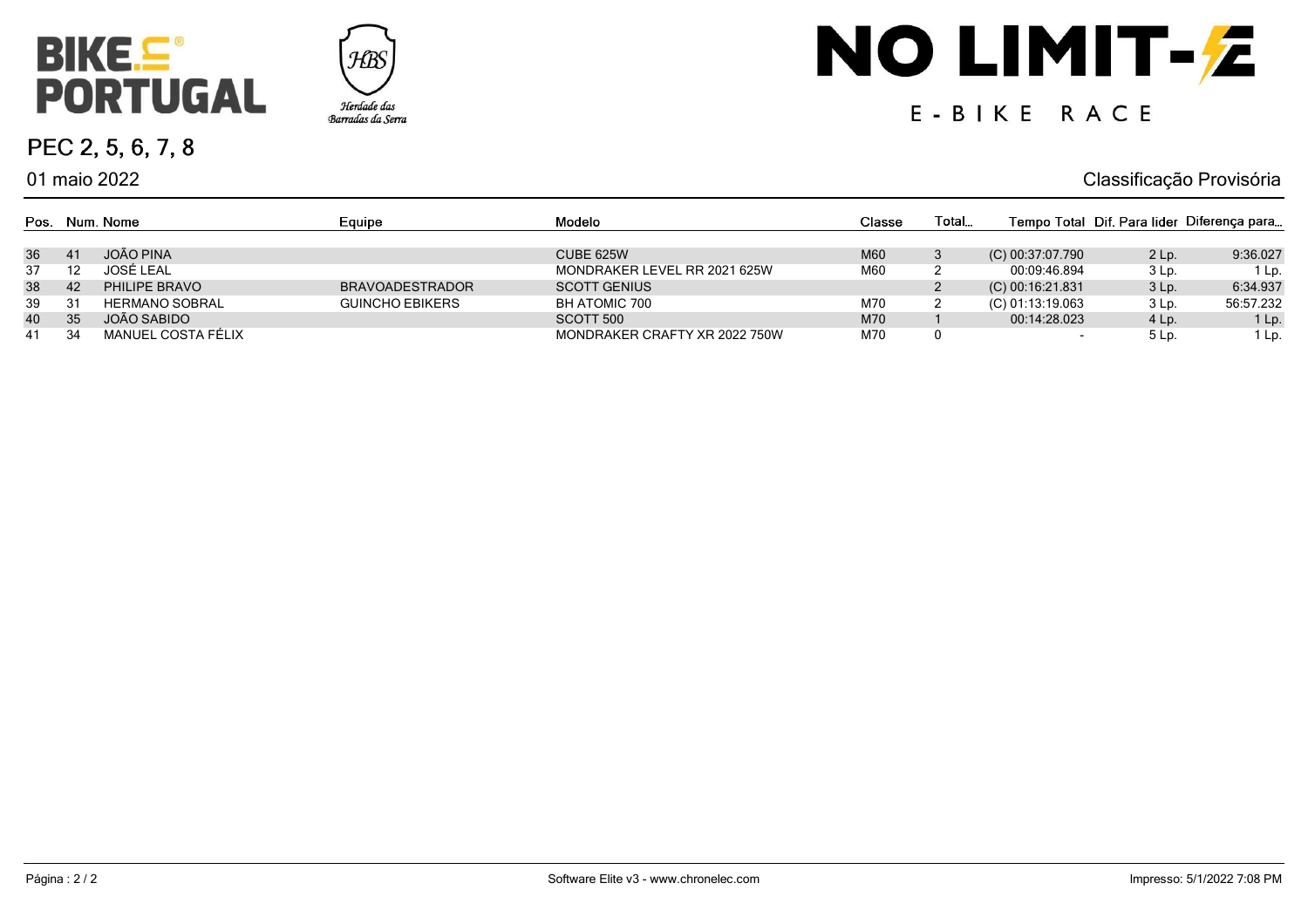# PEC 2, 5, 6, 7, 8

01 maio 2022

Classificação Provisória

| Pos. | Num. | Nome | Equipe | Modelo | Classe | Total... | Tempo Total | Dif. Para lider | Diferença para... |
|---|---|---|---|---|---|---|---|---|---|
| 36 | 41 | JOÃO PINA | | CUBE 625W | M60 | 3 | (C) 00:37:07.790 | 2 Lp. | 9:36.027 |
| 37 | 12 | JOSÉ LEAL | | MONDRAKER LEVEL RR 2021 625W | M60 | 2 | 00:09:46.894 | 3 Lp. | 1 Lp. |
| 38 | 42 | PHILIPE BRAVO | BRAVOADESTRADOR | SCOTT GENIUS | | 2 | (C) 00:16:21.831 | 3 Lp. | 6:34.937 |
| 39 | 31 | HERMANO SOBRAL | GUINCHO EBIKERS | BH ATOMIC 700 | M70 | 2 | (C) 01:13:19.063 | 3 Lp. | 56:57.232 |
| 40 | 35 | JOÃO SABIDO | | SCOTT 500 | M70 | 1 | 00:14:28.023 | 4 Lp. | 1 Lp. |
| 41 | 34 | MANUEL COSTA FÉLIX | | MONDRAKER CRAFTY XR 2022 750W | M70 | 0 | - | 5 Lp. | 1 Lp. |

Página : 2 / 2

Software Elite v3 - www.chronelec.com

Impresso: 5/1/2022 7:08 PM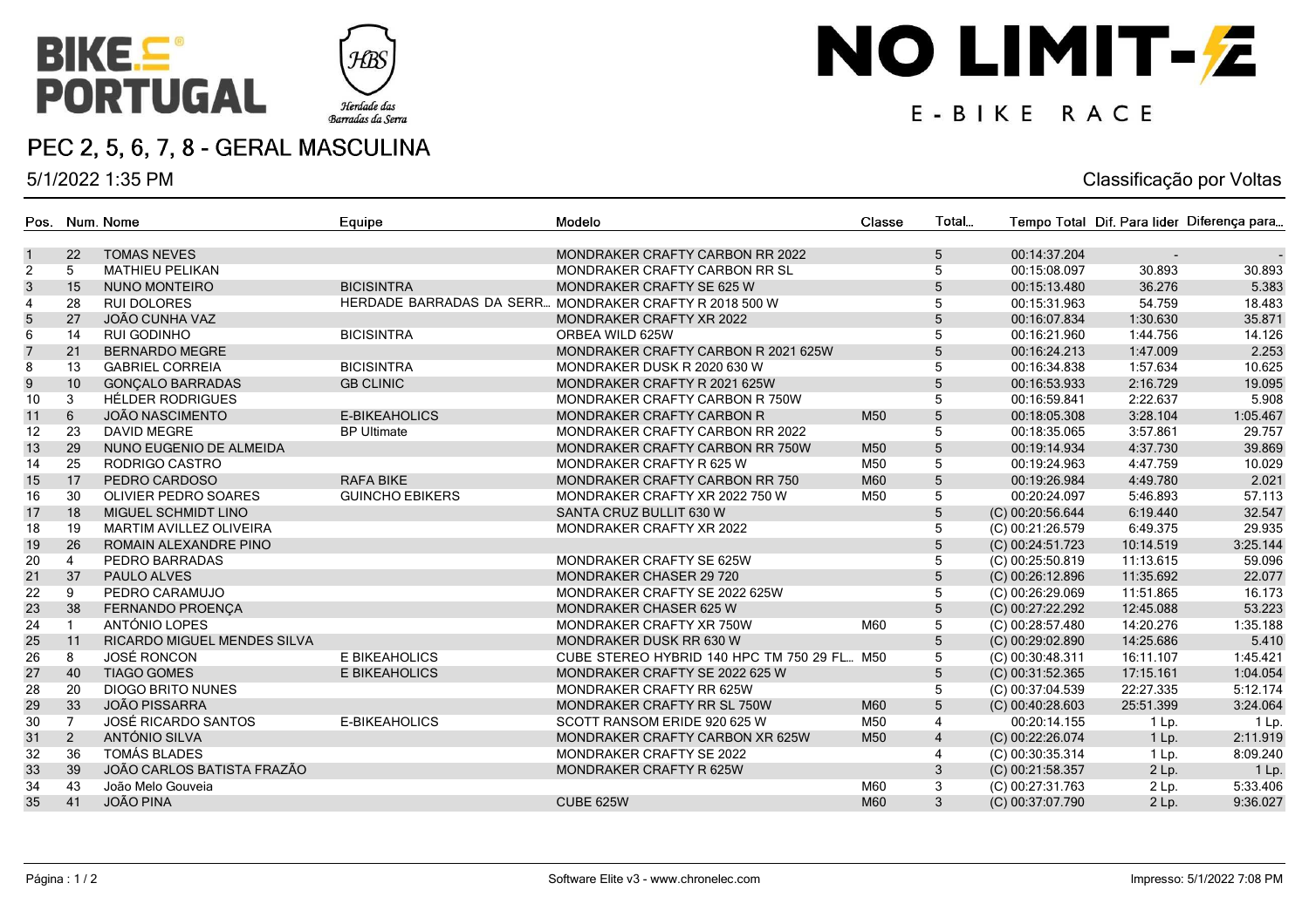# PEC 2, 5, 6, 7, 8 - GERAL MASCULINA

5/1/2022 1:35 PM

Classificação por Voltas

| Pos. | Num. | Nome | Equipe | Modelo | Classe | Total... | Tempo Total | Dif. Para lider | Diferença para... |
|---|---|---|---|---|---|---|---|---|---|
| 1 | 22 | TOMAS NEVES | | MONDRAKER CRAFTY CARBON RR 2022 | | 5 | 00:14:37.204 | - | - |
| 2 | 5 | MATHIEU PELIKAN | | MONDRAKER CRAFTY CARBON RR SL | | 5 | 00:15:08.097 | 30.893 | 30.893 |
| 3 | 15 | NUNO MONTEIRO | BICISINTRA | MONDRAKER CRAFTY SE 625 W | | 5 | 00:15:13.480 | 36.276 | 5.383 |
| 4 | 28 | RUI DOLORES | HERDADE BARRADAS DA SERR... | MONDRAKER CRAFTY R 2018 500 W | | 5 | 00:15:31.963 | 54.759 | 18.483 |
| 5 | 27 | JOÃO CUNHA VAZ | | MONDRAKER CRAFTY XR 2022 | | 5 | 00:16:07.834 | 1:30.630 | 35.871 |
| 6 | 14 | RUI GODINHO | BICISINTRA | ORBEA WILD 625W | | 5 | 00:16:21.960 | 1:44.756 | 14.126 |
| 7 | 21 | BERNARDO MEGRE | | MONDRAKER CRAFTY CARBON R 2021 625W | | 5 | 00:16:24.213 | 1:47.009 | 2.253 |
| 8 | 13 | GABRIEL CORREIA | BICISINTRA | MONDRAKER DUSK R 2020 630 W | | 5 | 00:16:34.838 | 1:57.634 | 10.625 |
| 9 | 10 | GONÇALO BARRADAS | GB CLINIC | MONDRAKER CRAFTY R 2021 625W | | 5 | 00:16:53.933 | 2:16.729 | 19.095 |
| 10 | 3 | HÉLDER RODRIGUES | | MONDRAKER CRAFTY CARBON R 750W | | 5 | 00:16:59.841 | 2:22.637 | 5.908 |
| 11 | 6 | JOÃO NASCIMENTO | E-BIKEAHOLICS | MONDRAKER CRAFTY CARBON R | M50 | 5 | 00:18:05.308 | 3:28.104 | 1:05.467 |
| 12 | 23 | DAVID MEGRE | BP Ultimate | MONDRAKER CRAFTY CARBON RR 2022 | | 5 | 00:18:35.065 | 3:57.861 | 29.757 |
| 13 | 29 | NUNO EUGENIO DE ALMEIDA | | MONDRAKER CRAFTY CARBON RR 750W | M50 | 5 | 00:19:14.934 | 4:37.730 | 39.869 |
| 14 | 25 | RODRIGO CASTRO | | MONDRAKER CRAFTY R 625 W | M50 | 5 | 00:19:24.963 | 4:47.759 | 10.029 |
| 15 | 17 | PEDRO CARDOSO | RAFA BIKE | MONDRAKER CRAFTY CARBON RR 750 | M60 | 5 | 00:19:26.984 | 4:49.780 | 2.021 |
| 16 | 30 | OLIVIER PEDRO SOARES | GUINCHO EBIKERS | MONDRAKER CRAFTY XR 2022 750 W | M50 | 5 | 00:20:24.097 | 5:46.893 | 57.113 |
| 17 | 18 | MIGUEL SCHMIDT LINO | | SANTA CRUZ BULLIT 630 W | | 5 | (C) 00:20:56.644 | 6:19.440 | 32.547 |
| 18 | 19 | MARTIM AVILLEZ OLIVEIRA | | MONDRAKER CRAFTY XR 2022 | | 5 | (C) 00:21:26.579 | 6:49.375 | 29.935 |
| 19 | 26 | ROMAIN ALEXANDRE PINO | | | | 5 | (C) 00:24:51.723 | 10:14.519 | 3:25.144 |
| 20 | 4 | PEDRO BARRADAS | | MONDRAKER CRAFTY SE 625W | | 5 | (C) 00:25:50.819 | 11:13.615 | 59.096 |
| 21 | 37 | PAULO ALVES | | MONDRAKER CHASER 29 720 | | 5 | (C) 00:26:12.896 | 11:35.692 | 22.077 |
| 22 | 9 | PEDRO CARAMUJO | | MONDRAKER CRAFTY SE 2022 625W | | 5 | (C) 00:26:29.069 | 11:51.865 | 16.173 |
| 23 | 38 | FERNANDO PROENÇA | | MONDRAKER CHASER 625 W | | 5 | (C) 00:27:22.292 | 12:45.088 | 53.223 |
| 24 | 1 | ANTÓNIO LOPES | | MONDRAKER CRAFTY XR 750W | M60 | 5 | (C) 00:28:57.480 | 14:20.276 | 1:35.188 |
| 25 | 11 | RICARDO MIGUEL MENDES SILVA | | MONDRAKER DUSK RR 630 W | | 5 | (C) 00:29:02.890 | 14:25.686 | 5.410 |
| 26 | 8 | JOSÉ RONCON | E BIKEAHOLICS | CUBE STEREO HYBRID 140 HPC TM 750 29 FL... | M50 | 5 | (C) 00:30:48.311 | 16:11.107 | 1:45.421 |
| 27 | 40 | TIAGO GOMES | E BIKEAHOLICS | MONDRAKER CRAFTY SE 2022 625 W | | 5 | (C) 00:31:52.365 | 17:15.161 | 1:04.054 |
| 28 | 20 | DIOGO BRITO NUNES | | MONDRAKER CRAFTY RR 625W | | 5 | (C) 00:37:04.539 | 22:27.335 | 5:12.174 |
| 29 | 33 | JOÃO PISSARRA | | MONDRAKER CRAFTY RR SL 750W | M60 | 5 | (C) 00:40:28.603 | 25:51.399 | 3:24.064 |
| 30 | 7 | JOSÉ RICARDO SANTOS | E-BIKEAHOLICS | SCOTT RANSOM ERIDE 920 625 W | M50 | 4 | 00:20:14.155 | 1 Lp. | 1 Lp. |
| 31 | 2 | ANTÓNIO SILVA | | MONDRAKER CRAFTY CARBON XR 625W | M50 | 4 | (C) 00:22:26.074 | 1 Lp. | 2:11.919 |
| 32 | 36 | TOMÁS BLADES | | MONDRAKER CRAFTY SE 2022 | | 4 | (C) 00:30:35.314 | 1 Lp. | 8:09.240 |
| 33 | 39 | JOÃO CARLOS BATISTA FRAZÃO | | MONDRAKER CRAFTY R 625W | | 3 | (C) 00:21:58.357 | 2 Lp. | 1 Lp. |
| 34 | 43 | João Melo Gouveia | | | M60 | 3 | (C) 00:27:31.763 | 2 Lp. | 5:33.406 |
| 35 | 41 | JOÃO PINA | | CUBE 625W | M60 | 3 | (C) 00:37:07.790 | 2 Lp. | 9:36.027 |

Software Elite v3 - www.chronelec.com

Impresso: 5/1/2022 7:08 PM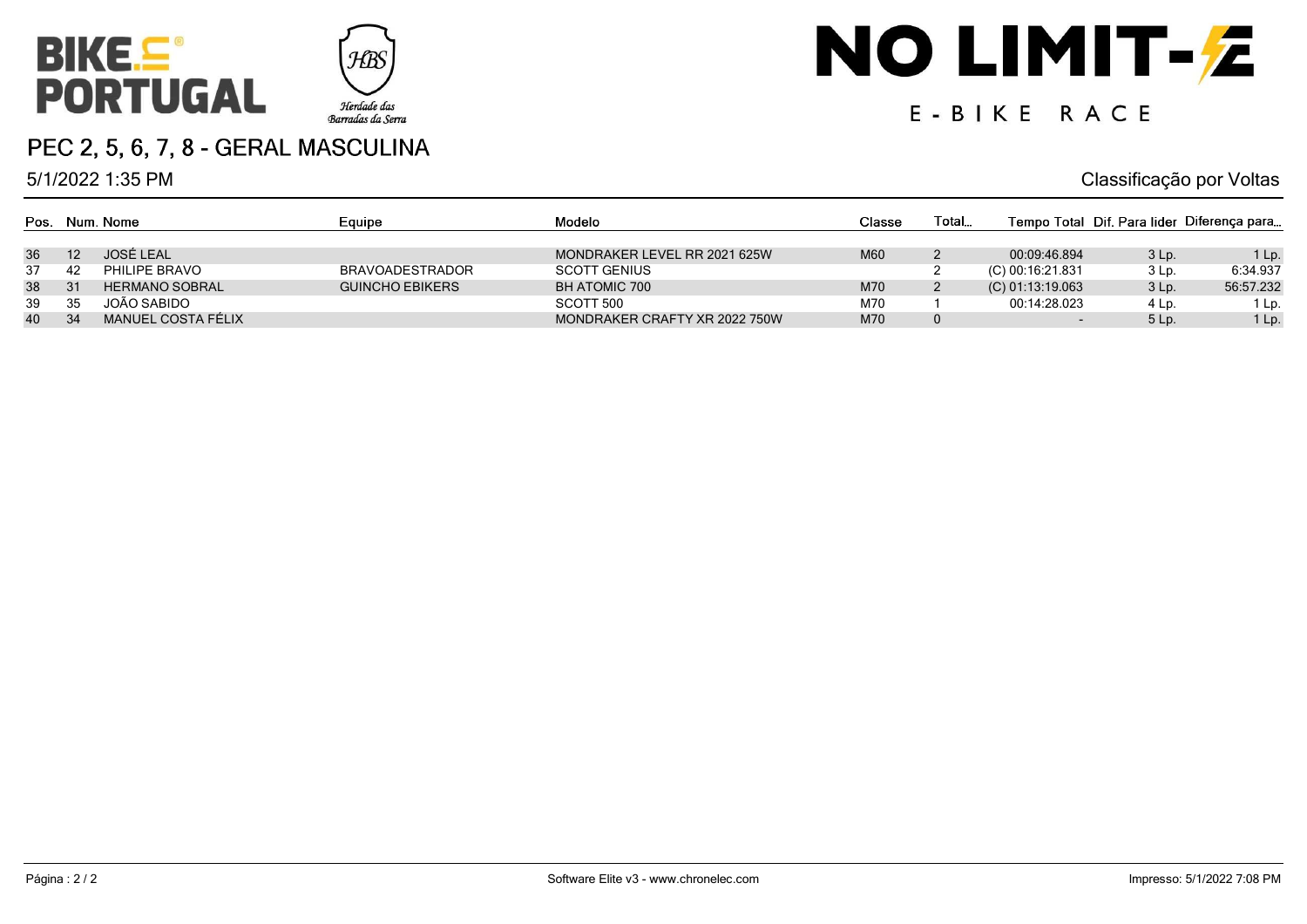BIKE.in PORTUGAL

Herdade das Barradas da Serra

NO LIMIT-E

E-BIKE RACE

## PEC 2, 5, 6, 7, 8 - GERAL MASCULINA

5/1/2022 1:35 PM

Classificação por Voltas

| Pos. | Num. | Nome | Equipe | Modelo | Classe | Total... | Tempo Total | Dif. Para lider | Diferença para... |
|---|---|---|---|---|---|---|---|---|---|
| 36 | 12 | JOSÉ LEAL | | MONDRAKER LEVEL RR 2021 625W | M60 | 2 | 00:09:46.894 | 3 Lp. | 1 Lp. |
| 37 | 42 | PHILIPE BRAVO | BRAVOADESTRADOR | SCOTT GENIUS | | 2 | (C) 00:16:21.831 | 3 Lp. | 6:34.937 |
| 38 | 31 | HERMANO SOBRAL | GUINCHO EBIKERS | BH ATOMIC 700 | M70 | 2 | (C) 01:13:19.063 | 3 Lp. | 56:57.232 |
| 39 | 35 | JOÃO SABIDO | | SCOTT 500 | M70 | 1 | 00:14:28.023 | 4 Lp. | 1 Lp. |
| 40 | 34 | MANUEL COSTA FÉLIX | | MONDRAKER CRAFTY XR 2022 750W | M70 | 0 | - | 5 Lp. | 1 Lp. |

Software Elite v3 - www.chronelec.com

Impresso: 5/1/2022 7:08 PM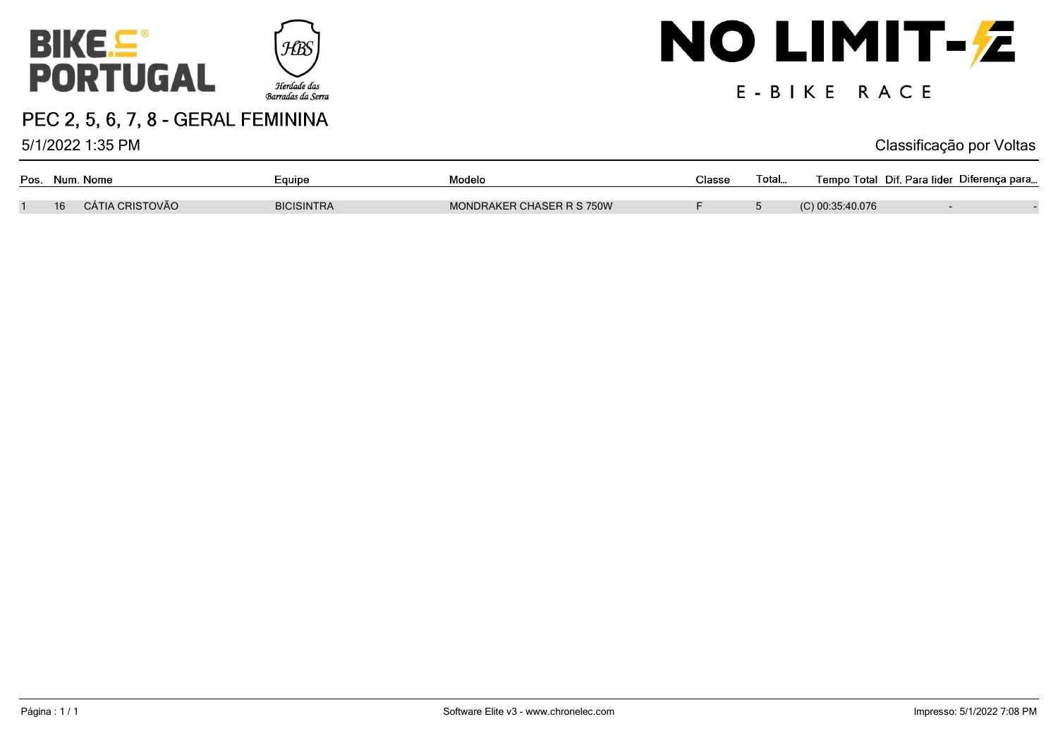BIKE.in PORTUGAL

Herdade das Barradas da Serra

NO LIMIT-E

E-BIKE RACE

# PEC 2, 5, 6, 7, 8 - GERAL FEMININA

5/1/2022 1:35 PM

Classificação por Voltas

| Pos. | Num. | Nome | Equipe | Modelo | Classe | Total... | Tempo Total | Dif. Para lider | Diferença para... |
|---|---|---|---|---|---|---|---|---|---|
| 1 | 16 | CÁTIA CRISTOVÃO | BICISINTRA | MONDRAKER CHASER R S 750W | F | 5 | (C) 00:35:40.076 | - | - |

Software Elite v3 - www.chronelec.com

Impresso: 5/1/2022 7:08 PM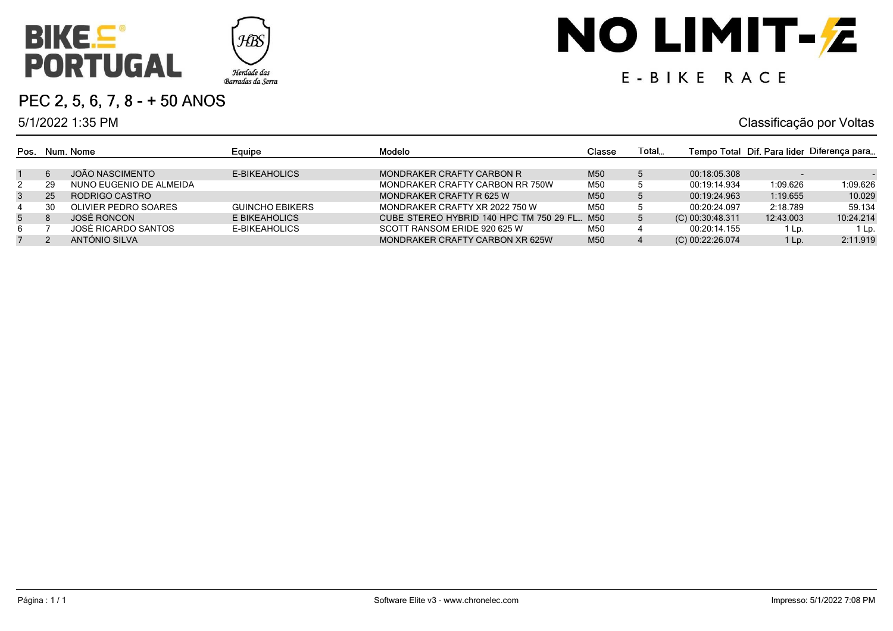BIKE.in PORTUGAL

Herdade das Barradas da Serra

# NO LIMIT-E

E-BIKE RACE

## PEC 2, 5, 6, 7, 8 - + 50 ANOS

5/1/2022 1:35 PM

Classificação por Voltas

| Pos. | Num. | Nome | Equipe | Modelo | Classe | Total... | Tempo Total | Dif. Para lider | Diferença para... |
|---|---|---|---|---|---|---|---|---|---|
| 1 | 6 | JOÃO NASCIMENTO | E-BIKEAHOLICS | MONDRAKER CRAFTY CARBON R | M50 | 5 | 00:18:05.308 | - | - |
| 2 | 29 | NUNO EUGENIO DE ALMEIDA | | MONDRAKER CRAFTY CARBON RR 750W | M50 | 5 | 00:19:14.934 | 1:09.626 | 1:09.626 |
| 3 | 25 | RODRIGO CASTRO | | MONDRAKER CRAFTY R 625 W | M50 | 5 | 00:19:24.963 | 1:19.655 | 10.029 |
| 4 | 30 | OLIVIER PEDRO SOARES | GUINCHO EBIKERS | MONDRAKER CRAFTY XR 2022 750 W | M50 | 5 | 00:20:24.097 | 2:18.789 | 59.134 |
| 5 | 8 | JOSÉ RONCON | E BIKEAHOLICS | CUBE STEREO HYBRID 140 HPC TM 750 29 FL... | M50 | 5 | (C) 00:30:48.311 | 12:43.003 | 10:24.214 |
| 6 | 7 | JOSÉ RICARDO SANTOS | E-BIKEAHOLICS | SCOTT RANSOM ERIDE 920 625 W | M50 | 4 | 00:20:14.155 | 1 Lp. | 1 Lp. |
| 7 | 2 | ANTÓNIO SILVA | | MONDRAKER CRAFTY CARBON XR 625W | M50 | 4 | (C) 00:22:26.074 | 1 Lp. | 2:11.919 |

Página : 1 / 1 — Software Elite v3 - www.chronelec.com — Impresso: 5/1/2022 7:08 PM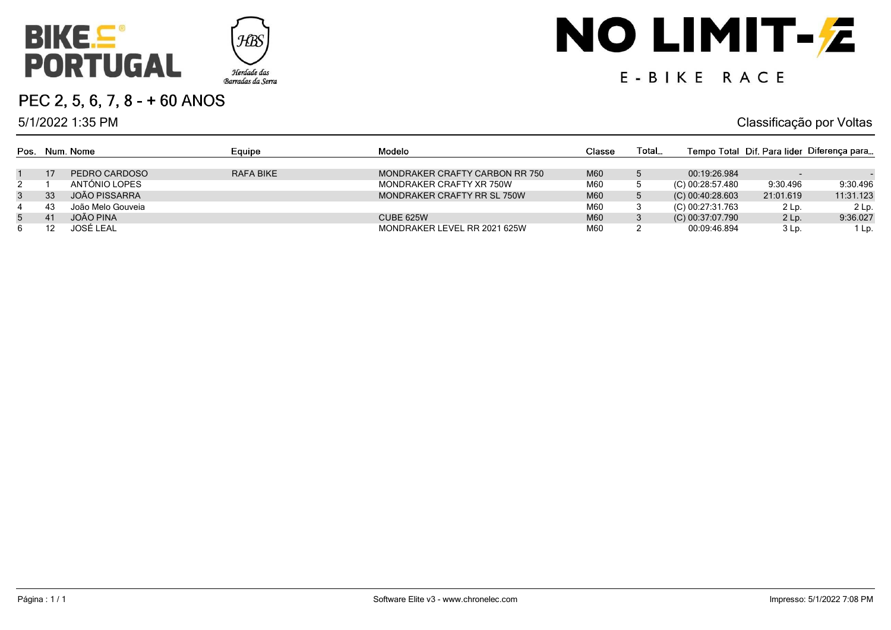BIKE.in PORTUGAL

Herdade das Barradas da Serra

# NO LIMIT-E

E-BIKE RACE

## PEC 2, 5, 6, 7, 8 - + 60 ANOS

5/1/2022 1:35 PM

Classificação por Voltas

| Pos. | Num. | Nome | Equipe | Modelo | Classe | Total... | Tempo Total | Dif. Para lider | Diferença para... |
|---|---|---|---|---|---|---|---|---|---|
| 1 | 17 | PEDRO CARDOSO | RAFA BIKE | MONDRAKER CRAFTY CARBON RR 750 | M60 | 5 | 00:19:26.984 | - | - |
| 2 | 1 | ANTÓNIO LOPES | | MONDRAKER CRAFTY XR 750W | M60 | 5 | (C) 00:28:57.480 | 9:30.496 | 9:30.496 |
| 3 | 33 | JOÃO PISSARRA | | MONDRAKER CRAFTY RR SL 750W | M60 | 5 | (C) 00:40:28.603 | 21:01.619 | 11:31.123 |
| 4 | 43 | João Melo Gouveia | | | M60 | 3 | (C) 00:27:31.763 | 2 Lp. | 2 Lp. |
| 5 | 41 | JOÃO PINA | | CUBE 625W | M60 | 3 | (C) 00:37:07.790 | 2 Lp. | 9:36.027 |
| 6 | 12 | JOSÉ LEAL | | MONDRAKER LEVEL RR 2021 625W | M60 | 2 | 00:09:46.894 | 3 Lp. | 1 Lp. |

Software Elite v3 - www.chronelec.com

Impresso: 5/1/2022 7:08 PM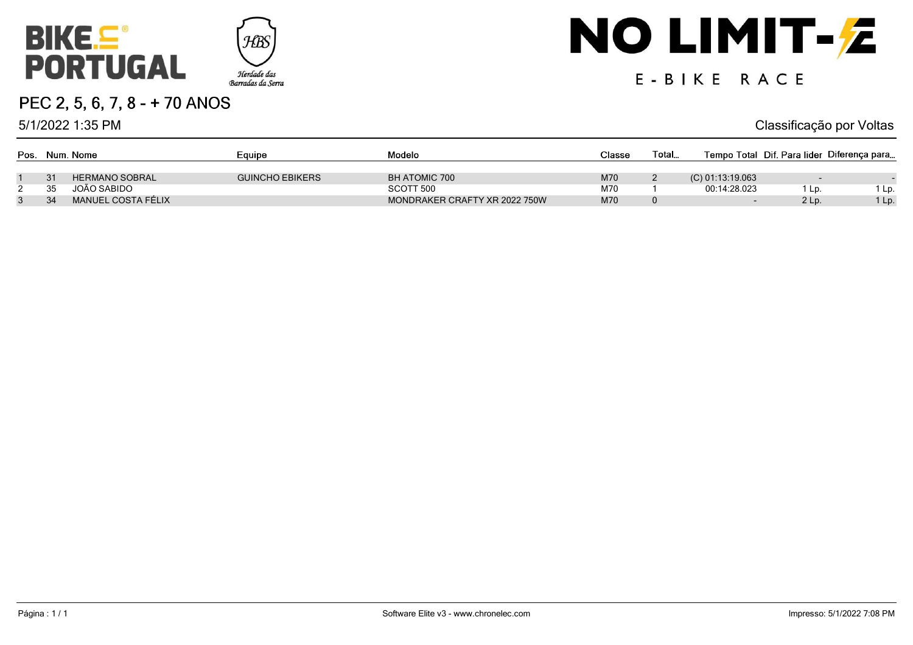BIKE PORTUGAL

Herdade das Barradas da Serra

# NO LIMIT-E

E-BIKE RACE

## PEC 2, 5, 6, 7, 8 - + 70 ANOS

5/1/2022 1:35 PM

Classificação por Voltas

| Pos. | Num. | Nome | Equipe | Modelo | Classe | Total... | Tempo Total | Dif. Para lider | Diferença para... |
|---|---|---|---|---|---|---|---|---|---|
| 1 | 31 | HERMANO SOBRAL | GUINCHO EBIKERS | BH ATOMIC 700 | M70 | 2 | (C) 01:13:19.063 | - | - |
| 2 | 35 | JOÃO SABIDO | | SCOTT 500 | M70 | 1 | 00:14:28.023 | 1 Lp. | 1 Lp. |
| 3 | 34 | MANUEL COSTA FÉLIX | | MONDRAKER CRAFTY XR 2022 750W | M70 | 0 | - | 2 Lp. | 1 Lp. |

Software Elite v3 - www.chronelec.com

Impresso: 5/1/2022 7:08 PM